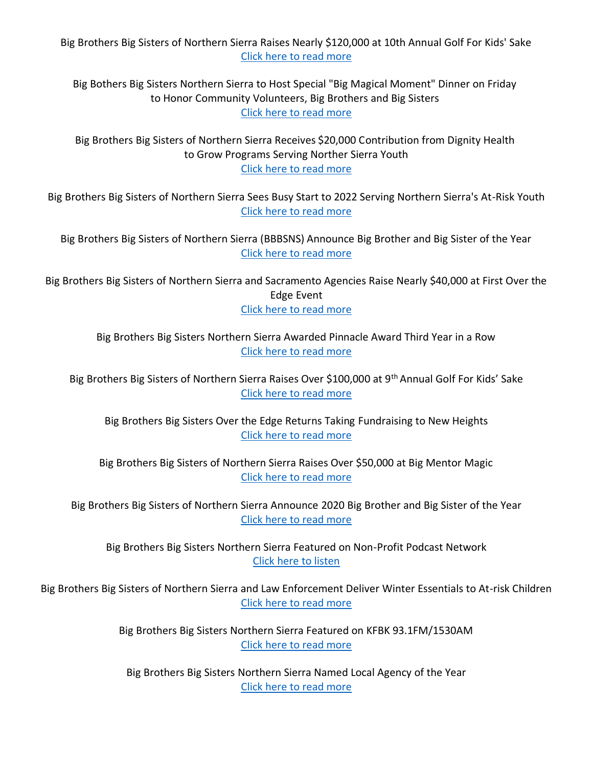Big Brothers Big Sisters of Northern Sierra Raises Nearly $120,000 at 10th Annual Golf For Kids' Sake
Click here to read more

Big Bothers Big Sisters Northern Sierra to Host Special "Big Magical Moment" Dinner on Friday to Honor Community Volunteers, Big Brothers and Big Sisters
Click here to read more

Big Brothers Big Sisters of Northern Sierra Receives $20,000 Contribution from Dignity Health to Grow Programs Serving Norther Sierra Youth
Click here to read more

Big Brothers Big Sisters of Northern Sierra Sees Busy Start to 2022 Serving Northern Sierra's At-Risk Youth
Click here to read more

Big Brothers Big Sisters of Northern Sierra (BBBSNS) Announce Big Brother and Big Sister of the Year
Click here to read more

Big Brothers Big Sisters of Northern Sierra and Sacramento Agencies Raise Nearly $40,000 at First Over the Edge Event
Click here to read more

Big Brothers Big Sisters Northern Sierra Awarded Pinnacle Award Third Year in a Row
Click here to read more

Big Brothers Big Sisters of Northern Sierra Raises Over $100,000 at 9th Annual Golf For Kids' Sake
Click here to read more

Big Brothers Big Sisters Over the Edge Returns Taking Fundraising to New Heights
Click here to read more

Big Brothers Big Sisters of Northern Sierra Raises Over $50,000 at Big Mentor Magic
Click here to read more

Big Brothers Big Sisters of Northern Sierra Announce 2020 Big Brother and Big Sister of the Year
Click here to read more

Big Brothers Big Sisters Northern Sierra Featured on Non-Profit Podcast Network
Click here to listen

Big Brothers Big Sisters of Northern Sierra and Law Enforcement Deliver Winter Essentials to At-risk Children
Click here to read more

Big Brothers Big Sisters Northern Sierra Featured on KFBK 93.1FM/1530AM
Click here to read more

Big Brothers Big Sisters Northern Sierra Named Local Agency of the Year
Click here to read more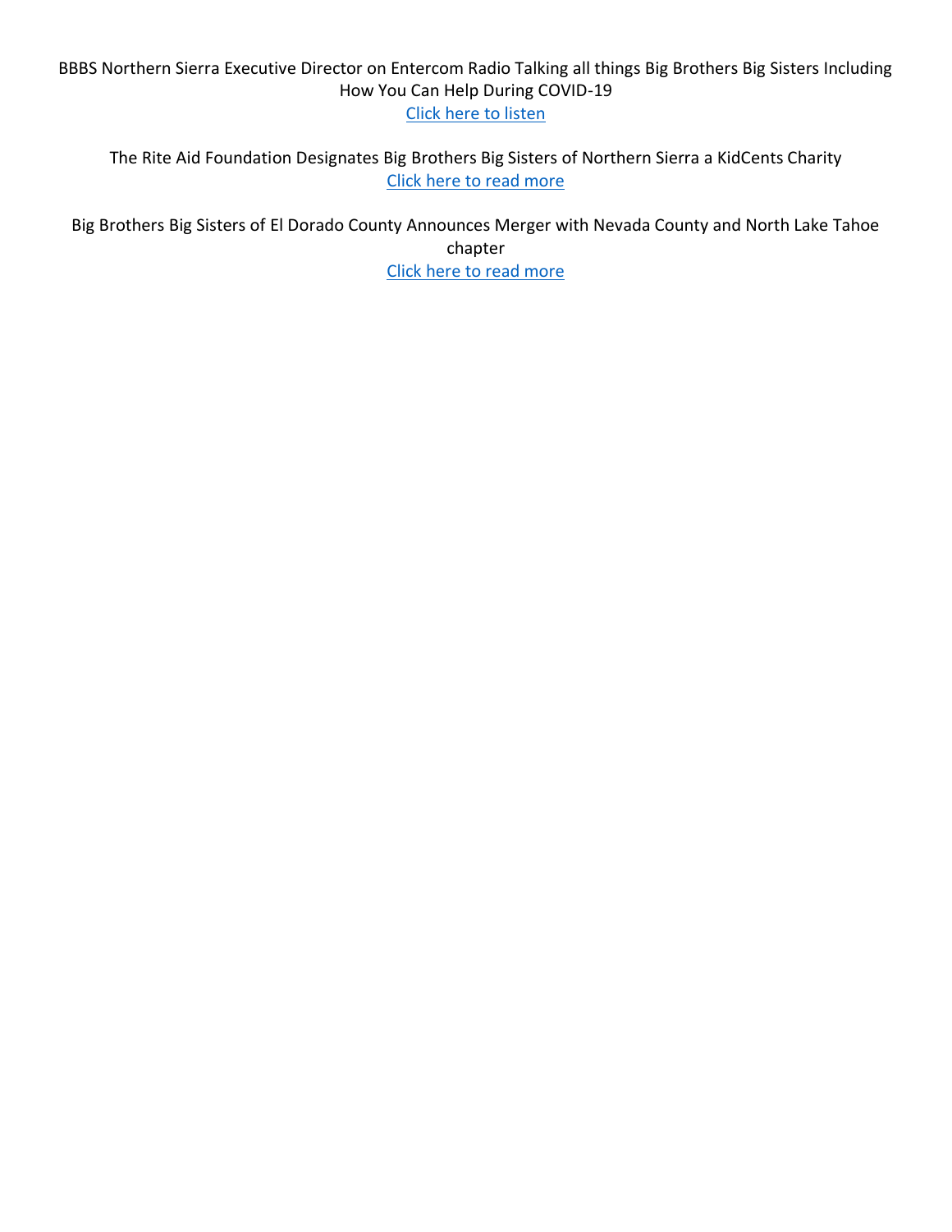BBBS Northern Sierra Executive Director on Entercom Radio Talking all things Big Brothers Big Sisters Including How You Can Help During COVID-19

Click here to listen

The Rite Aid Foundation Designates Big Brothers Big Sisters of Northern Sierra a KidCents Charity

Click here to read more

Big Brothers Big Sisters of El Dorado County Announces Merger with Nevada County and North Lake Tahoe chapter

Click here to read more